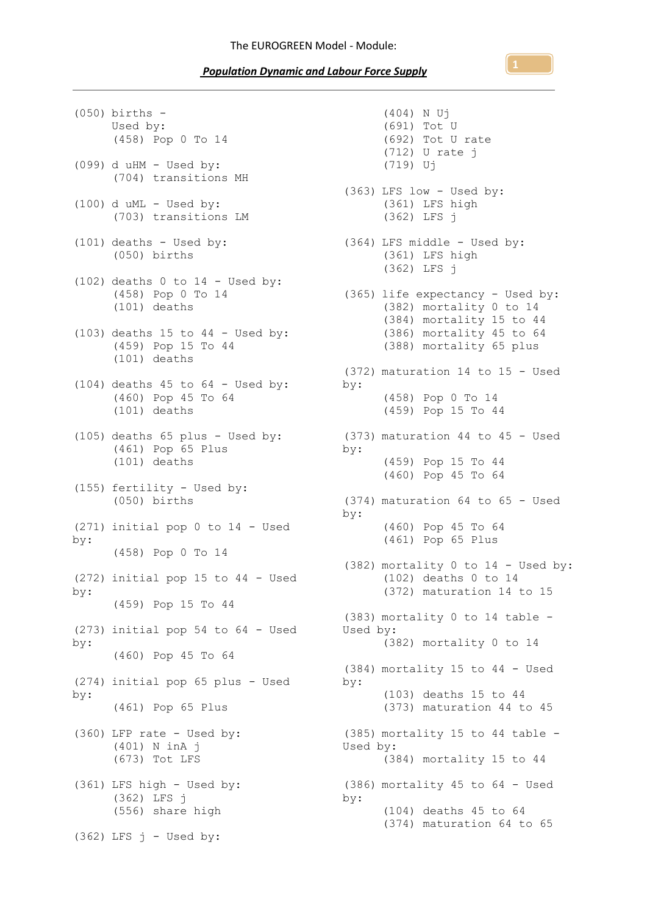The EUROGREEN Model - Module:

***Population Dynamic and Labour Force Supply***

```
(050) births -
      Used by:
       (458) Pop 0 To 14

(099) d uHM - Used by:
       (704) transitions MH

(100) d uML - Used by:
       (703) transitions LM

(101) deaths - Used by:
       (050) births

(102) deaths 0 to 14 - Used by:
       (458) Pop 0 To 14
       (101) deaths

(103) deaths 15 to 44 - Used by:
       (459) Pop 15 To 44
       (101) deaths

(104) deaths 45 to 64 - Used by:
       (460) Pop 45 To 64
       (101) deaths

(105) deaths 65 plus - Used by:
       (461) Pop 65 Plus
       (101) deaths

(155) fertility - Used by:
       (050) births

(271) initial pop 0 to 14 - Used
by:
       (458) Pop 0 To 14

(272) initial pop 15 to 44 - Used
by:
       (459) Pop 15 To 44

(273) initial pop 54 to 64 - Used
by:
       (460) Pop 45 To 64

(274) initial pop 65 plus - Used
by:
       (461) Pop 65 Plus

(360) LFP rate - Used by:
       (401) N inA j
       (673) Tot LFS

(361) LFS high - Used by:
       (362) LFS j
       (556) share high

(362) LFS j - Used by:
       (404) N Uj
       (691) Tot U
       (692) Tot U rate
       (712) U rate j
       (719) Uj

(363) LFS low - Used by:
       (361) LFS high
       (362) LFS j

(364) LFS middle - Used by:
       (361) LFS high
       (362) LFS j

(365) life expectancy - Used by:
       (382) mortality 0 to 14
       (384) mortality 15 to 44
       (386) mortality 45 to 64
       (388) mortality 65 plus

(372) maturation 14 to 15 - Used
by:
       (458) Pop 0 To 14
       (459) Pop 15 To 44

(373) maturation 44 to 45 - Used
by:
       (459) Pop 15 To 44
       (460) Pop 45 To 64

(374) maturation 64 to 65 - Used
by:
       (460) Pop 45 To 64
       (461) Pop 65 Plus

(382) mortality 0 to 14 - Used by:
       (102) deaths 0 to 14
       (372) maturation 14 to 15

(383) mortality 0 to 14 table -
Used by:
       (382) mortality 0 to 14

(384) mortality 15 to 44 - Used
by:
       (103) deaths 15 to 44
       (373) maturation 44 to 45

(385) mortality 15 to 44 table -
Used by:
       (384) mortality 15 to 44

(386) mortality 45 to 64 - Used
by:
       (104) deaths 45 to 64
       (374) maturation 64 to 65
```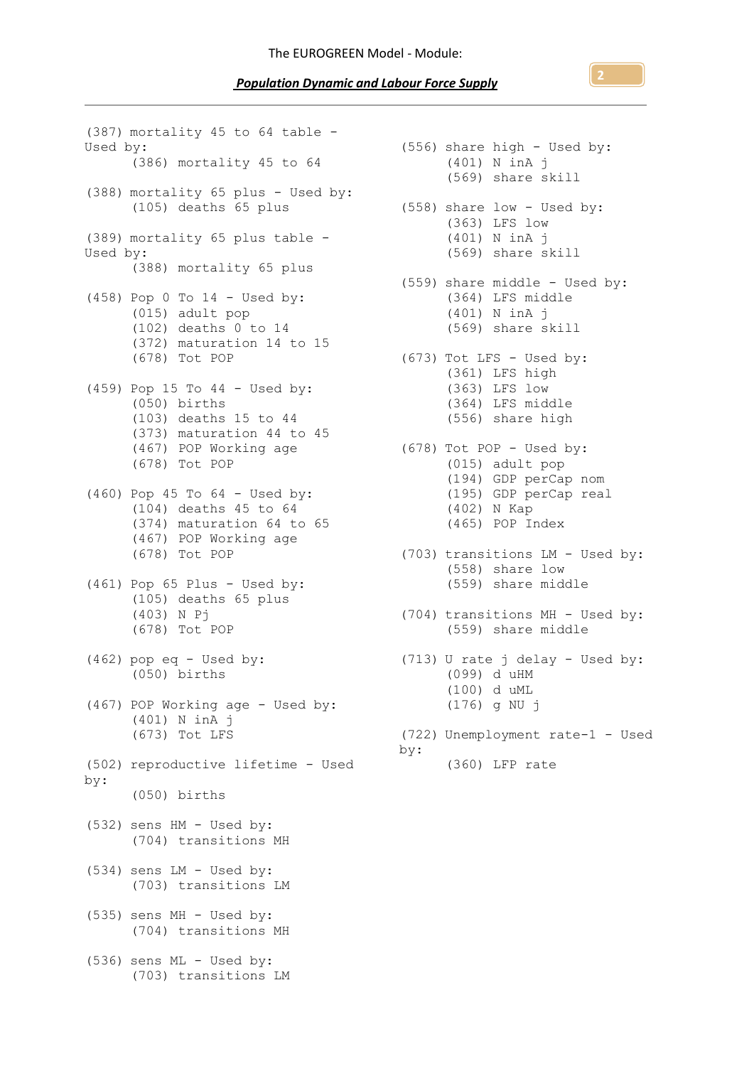(387) mortality 45 to 64 table - Used by:
      (386) mortality 45 to 64

(388) mortality 65 plus - Used by:
      (105) deaths 65 plus

(389) mortality 65 plus table - Used by:
      (388) mortality 65 plus

(458) Pop 0 To 14 - Used by:
      (015) adult pop
      (102) deaths 0 to 14
      (372) maturation 14 to 15
      (678) Tot POP

(459) Pop 15 To 44 - Used by:
      (050) births
      (103) deaths 15 to 44
      (373) maturation 44 to 45
      (467) POP Working age
      (678) Tot POP

(460) Pop 45 To 64 - Used by:
      (104) deaths 45 to 64
      (374) maturation 64 to 65
      (467) POP Working age
      (678) Tot POP

(461) Pop 65 Plus - Used by:
      (105) deaths 65 plus
      (403) N Pj
      (678) Tot POP

(462) pop eq - Used by:
      (050) births

(467) POP Working age - Used by:
      (401) N inA j
      (673) Tot LFS

(502) reproductive lifetime - Used by:
      (050) births

(532) sens HM - Used by:
      (704) transitions MH

(534) sens LM - Used by:
      (703) transitions LM

(535) sens MH - Used by:
      (704) transitions MH

(536) sens ML - Used by:
      (703) transitions LM

(556) share high - Used by:
      (401) N inA j
      (569) share skill

(558) share low - Used by:
      (363) LFS low
      (401) N inA j
      (569) share skill

(559) share middle - Used by:
      (364) LFS middle
      (401) N inA j
      (569) share skill

(673) Tot LFS - Used by:
      (361) LFS high
      (363) LFS low
      (364) LFS middle
      (556) share high

(678) Tot POP - Used by:
      (015) adult pop
      (194) GDP perCap nom
      (195) GDP perCap real
      (402) N Kap
      (465) POP Index

(703) transitions LM - Used by:
      (558) share low
      (559) share middle

(704) transitions MH - Used by:
      (559) share middle

(713) U rate j delay - Used by:
      (099) d uHM
      (100) d uML
      (176) g NU j

(722) Unemployment rate-1 - Used by:
      (360) LFP rate